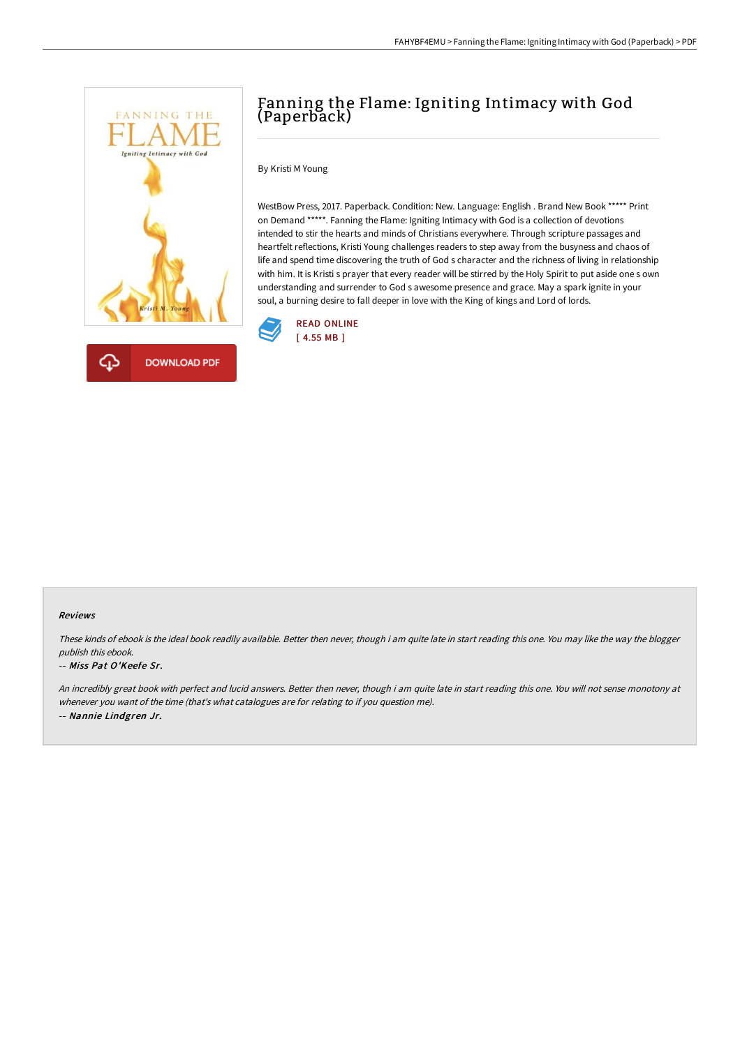# Fanning the Flame: Igniting Intimacy with God (Paperback)

By Kristi M Young

WestBow Press, 2017. Paperback. Condition: New. Language: English . Brand New Book ***** Print on Demand *****. Fanning the Flame: Igniting Intimacy with God is a collection of devotions intended to stir the hearts and minds of Christians everywhere. Through scripture passages and heartfelt reflections, Kristi Young challenges readers to step away from the busyness and chaos of life and spend time discovering the truth of God s character and the richness of living in relationship with him. It is Kristi s prayer that every reader will be stirred by the Holy Spirit to put aside one s own understanding and surrender to God s awesome presence and grace. May a spark ignite in your soul, a burning desire to fall deeper in love with the King of kings and Lord of lords.

READ ONLINE
[ 4.55 MB ]

DOWNLOAD PDF

### Reviews

*These kinds of ebook is the ideal book readily available. Better then never, though i am quite late in start reading this one. You may like the way the blogger publish this ebook.*

-- ***Miss Pat O'Keefe Sr.***

*An incredibly great book with perfect and lucid answers. Better then never, though i am quite late in start reading this one. You will not sense monotony at whenever you want of the time (that's what catalogues are for relating to if you question me).*

-- ***Nannie Lindgren Jr.***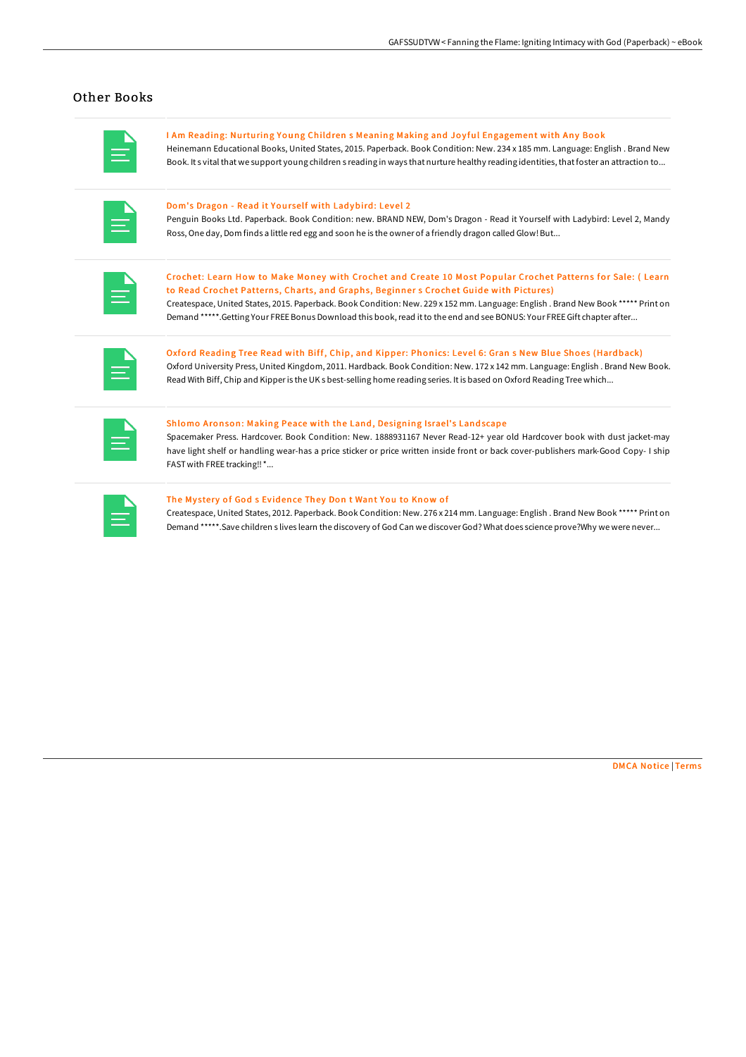## Other Books

**I Am Reading: Nurturing Young Children s Meaning Making and Joyful Engagement with Any Book**

Heinemann Educational Books, United States, 2015. Paperback. Book Condition: New. 234 x 185 mm. Language: English . Brand New Book. It s vital that we support young children s reading in ways that nurture healthy reading identities, that foster an attraction to...

**Dom's Dragon - Read it Yourself with Ladybird: Level 2**

Penguin Books Ltd. Paperback. Book Condition: new. BRAND NEW, Dom's Dragon - Read it Yourself with Ladybird: Level 2, Mandy Ross, One day, Dom finds a little red egg and soon he is the owner of a friendly dragon called Glow! But...

**Crochet: Learn How to Make Money with Crochet and Create 10 Most Popular Crochet Patterns for Sale: ( Learn to Read Crochet Patterns, Charts, and Graphs, Beginner s Crochet Guide with Pictures)**

Createspace, United States, 2015. Paperback. Book Condition: New. 229 x 152 mm. Language: English . Brand New Book ***** Print on Demand *****.Getting Your FREE Bonus Download this book, read it to the end and see BONUS: Your FREE Gift chapter after...

**Oxford Reading Tree Read with Biff, Chip, and Kipper: Phonics: Level 6: Gran s New Blue Shoes (Hardback)**

Oxford University Press, United Kingdom, 2011. Hardback. Book Condition: New. 172 x 142 mm. Language: English . Brand New Book. Read With Biff, Chip and Kipper is the UK s best-selling home reading series. It is based on Oxford Reading Tree which...

**Shlomo Aronson: Making Peace with the Land, Designing Israel's Landscape**

Spacemaker Press. Hardcover. Book Condition: New. 1888931167 Never Read-12+ year old Hardcover book with dust jacket-may have light shelf or handling wear-has a price sticker or price written inside front or back cover-publishers mark-Good Copy- I ship FAST with FREE tracking!! *...

**The Mystery of God s Evidence They Don t Want You to Know of**

Createspace, United States, 2012. Paperback. Book Condition: New. 276 x 214 mm. Language: English . Brand New Book ***** Print on Demand *****.Save children s lives learn the discovery of God Can we discover God? What does science prove?Why we were never...

DMCA Notice | Terms